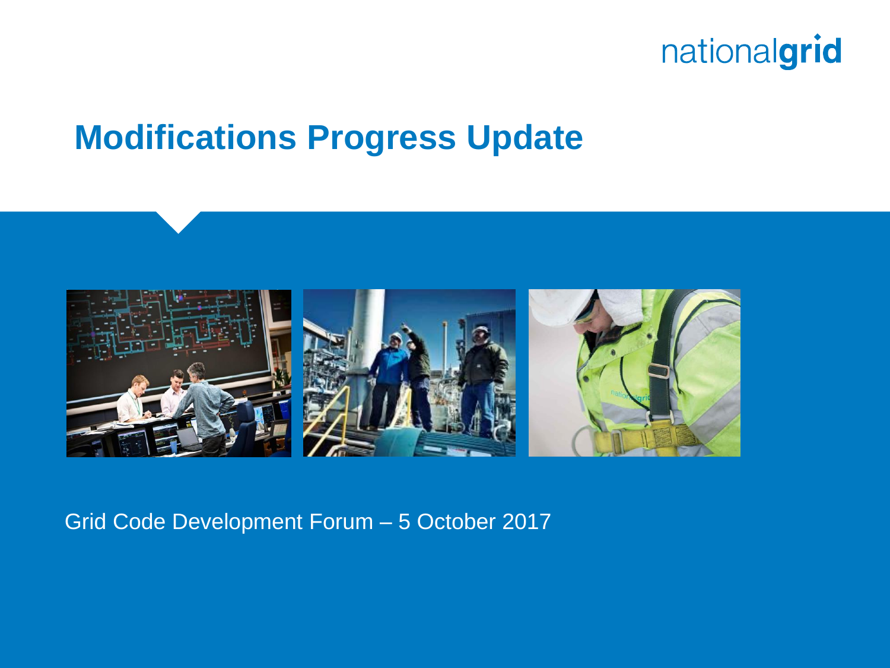nationalgrid

# Modifications Progress Update

Grid Code Development Forum – 5 October 2017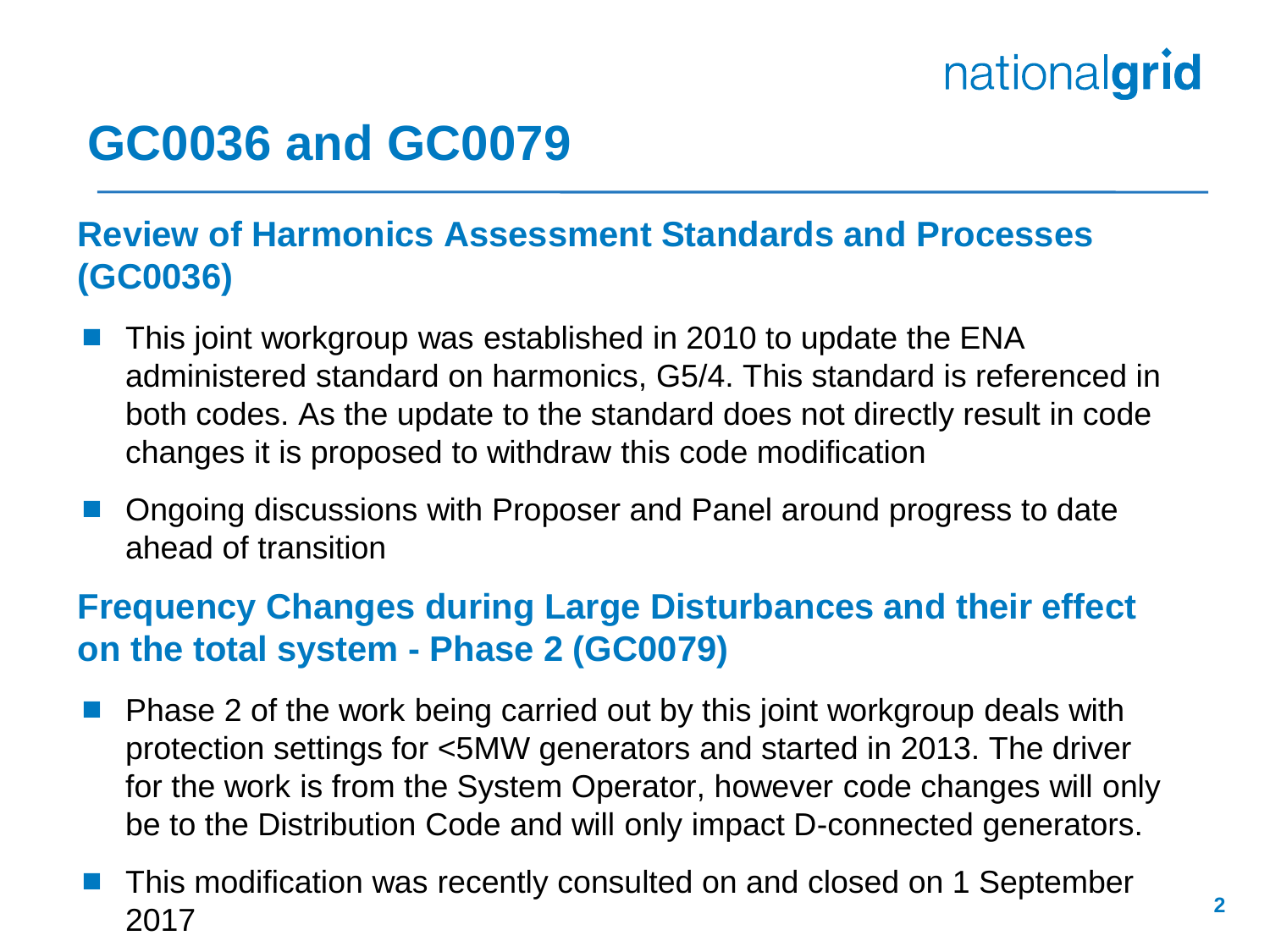# GC0036 and GC0079

## Review of Harmonics Assessment Standards and Processes (GC0036)

- This joint workgroup was established in 2010 to update the ENA administered standard on harmonics, G5/4. This standard is referenced in both codes. As the update to the standard does not directly result in code changes it is proposed to withdraw this code modification
- Ongoing discussions with Proposer and Panel around progress to date ahead of transition

## Frequency Changes during Large Disturbances and their effect on the total system - Phase 2 (GC0079)

- Phase 2 of the work being carried out by this joint workgroup deals with protection settings for <5MW generators and started in 2013. The driver for the work is from the System Operator, however code changes will only be to the Distribution Code and will only impact D-connected generators.
- This modification was recently consulted on and closed on 1 September 2017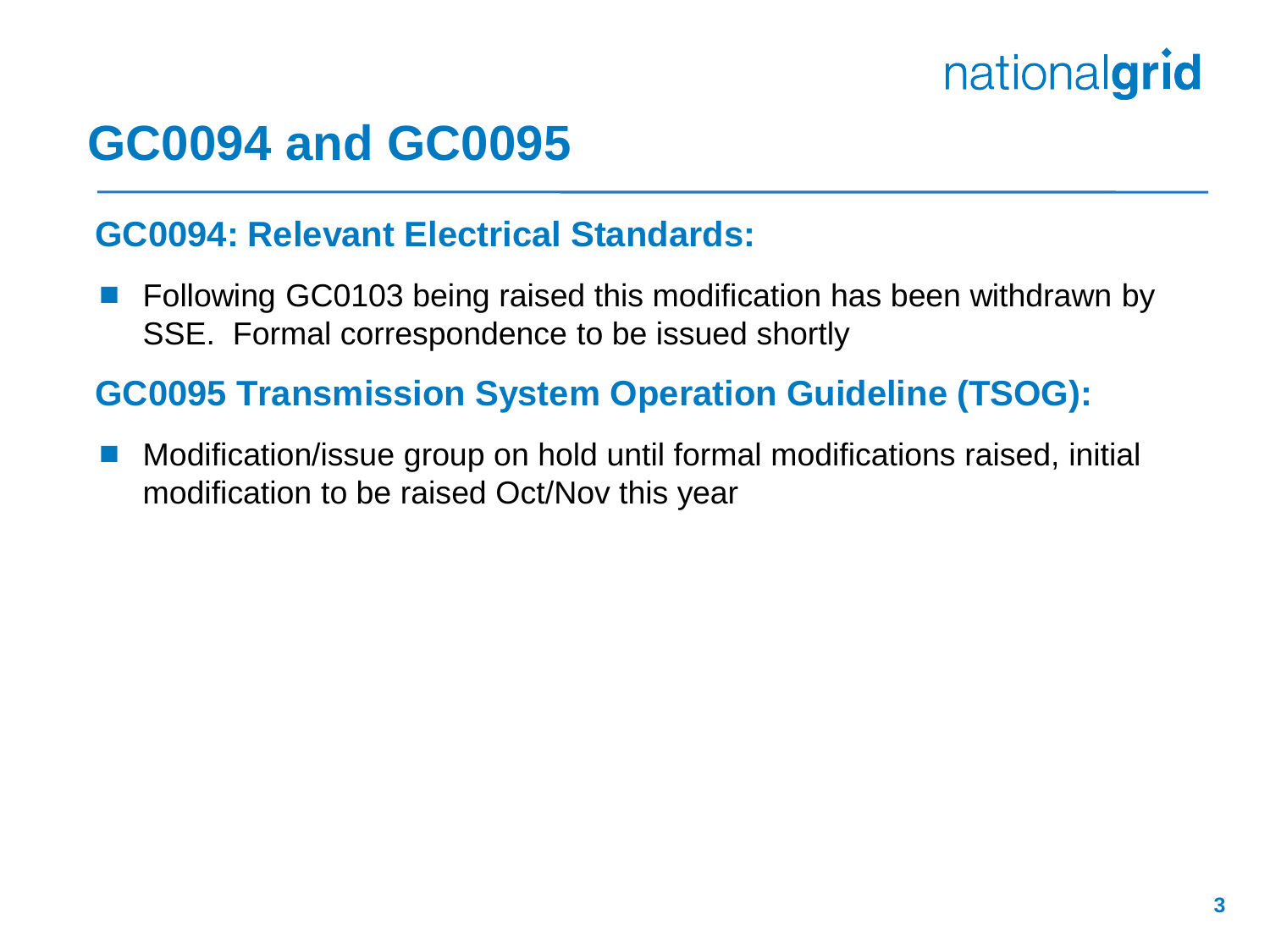# GC0094 and GC0095

## GC0094: Relevant Electrical Standards:

- Following GC0103 being raised this modification has been withdrawn by SSE. Formal correspondence to be issued shortly

## GC0095 Transmission System Operation Guideline (TSOG):

- Modification/issue group on hold until formal modifications raised, initial modification to be raised Oct/Nov this year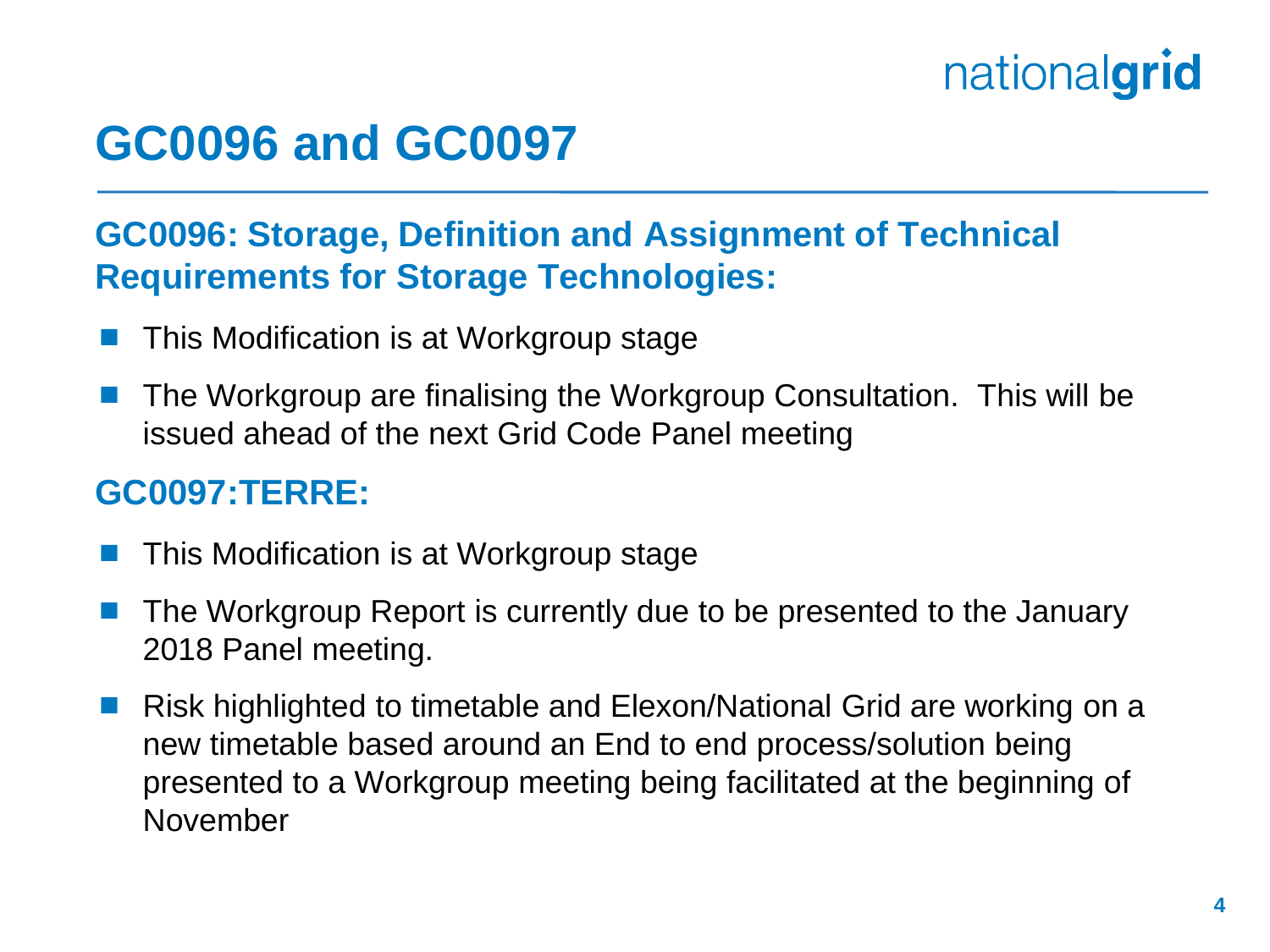# GC0096 and GC0097

## GC0096: Storage, Definition and Assignment of Technical Requirements for Storage Technologies:

- This Modification is at Workgroup stage
- The Workgroup are finalising the Workgroup Consultation.  This will be issued ahead of the next Grid Code Panel meeting

## GC0097:TERRE:

- This Modification is at Workgroup stage
- The Workgroup Report is currently due to be presented to the January 2018 Panel meeting.
- Risk highlighted to timetable and Elexon/National Grid are working on a new timetable based around an End to end process/solution being presented to a Workgroup meeting being facilitated at the beginning of November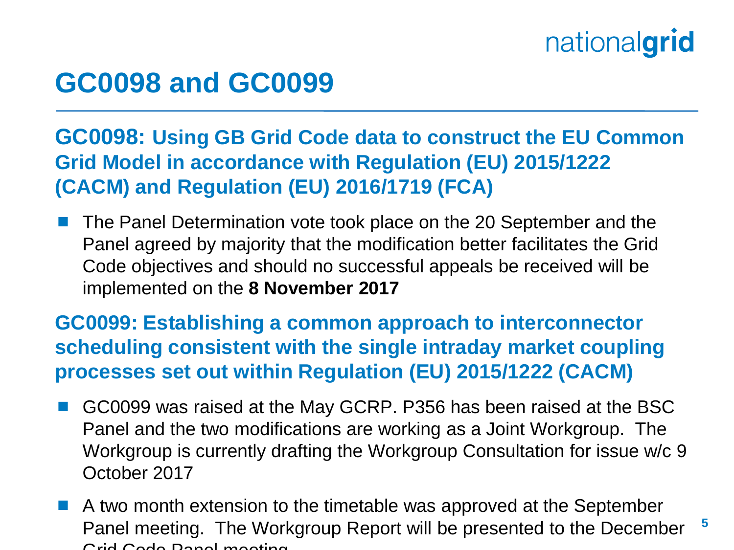# GC0098 and GC0099

## GC0098: Using GB Grid Code data to construct the EU Common Grid Model in accordance with Regulation (EU) 2015/1222 (CACM) and Regulation (EU) 2016/1719 (FCA)

- The Panel Determination vote took place on the 20 September and the Panel agreed by majority that the modification better facilitates the Grid Code objectives and should no successful appeals be received will be implemented on the **8 November 2017**

## GC0099: Establishing a common approach to interconnector scheduling consistent with the single intraday market coupling processes set out within Regulation (EU) 2015/1222 (CACM)

- GC0099 was raised at the May GCRP. P356 has been raised at the BSC Panel and the two modifications are working as a Joint Workgroup. The Workgroup is currently drafting the Workgroup Consultation for issue w/c 9 October 2017
- A two month extension to the timetable was approved at the September Panel meeting. The Workgroup Report will be presented to the December Grid Code Panel meeting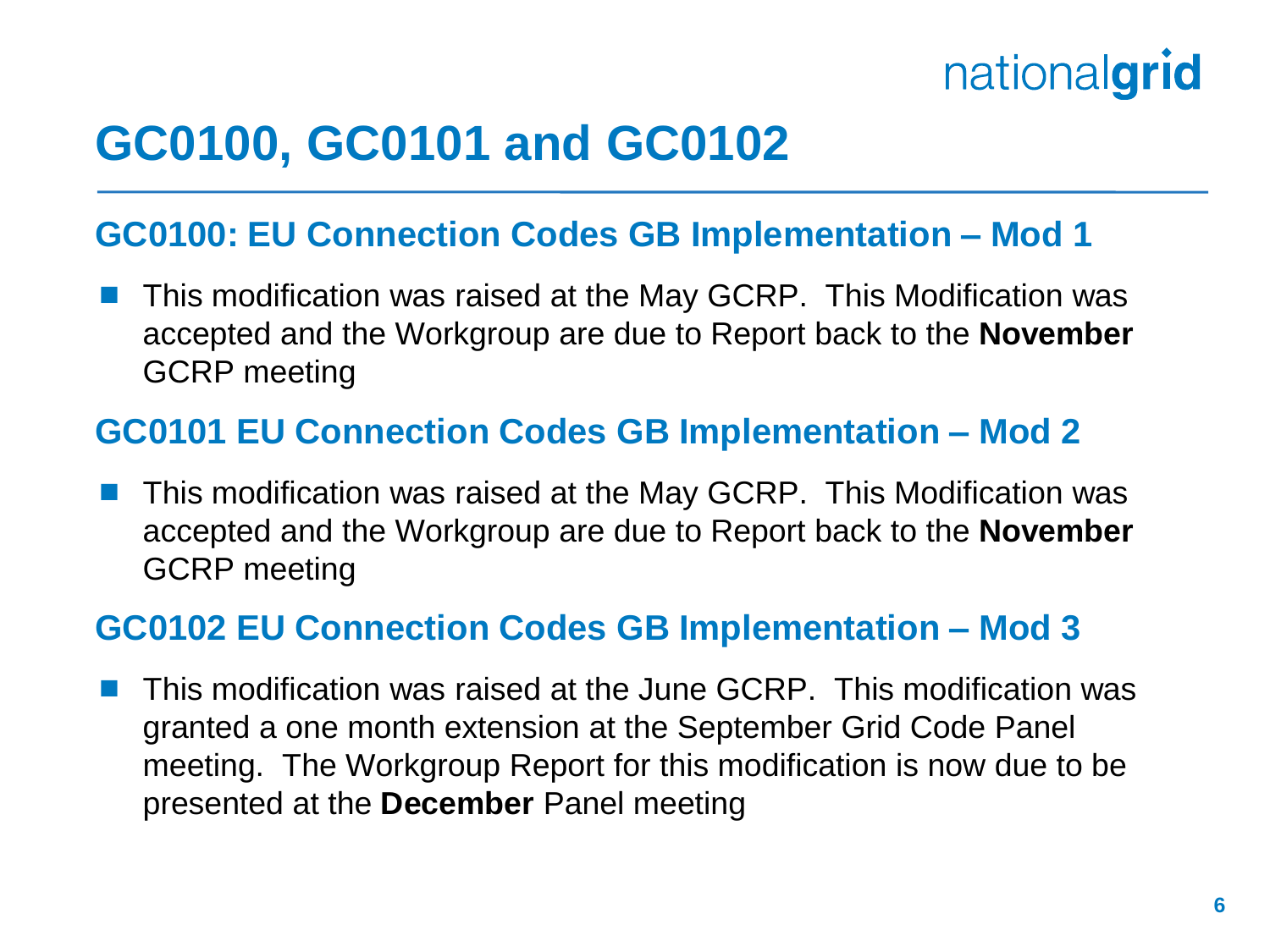# GC0100, GC0101 and GC0102

## GC0100: EU Connection Codes GB Implementation – Mod 1

- This modification was raised at the May GCRP. This Modification was accepted and the Workgroup are due to Report back to the **November** GCRP meeting

## GC0101 EU Connection Codes GB Implementation – Mod 2

- This modification was raised at the May GCRP. This Modification was accepted and the Workgroup are due to Report back to the **November** GCRP meeting

## GC0102 EU Connection Codes GB Implementation – Mod 3

- This modification was raised at the June GCRP. This modification was granted a one month extension at the September Grid Code Panel meeting. The Workgroup Report for this modification is now due to be presented at the **December** Panel meeting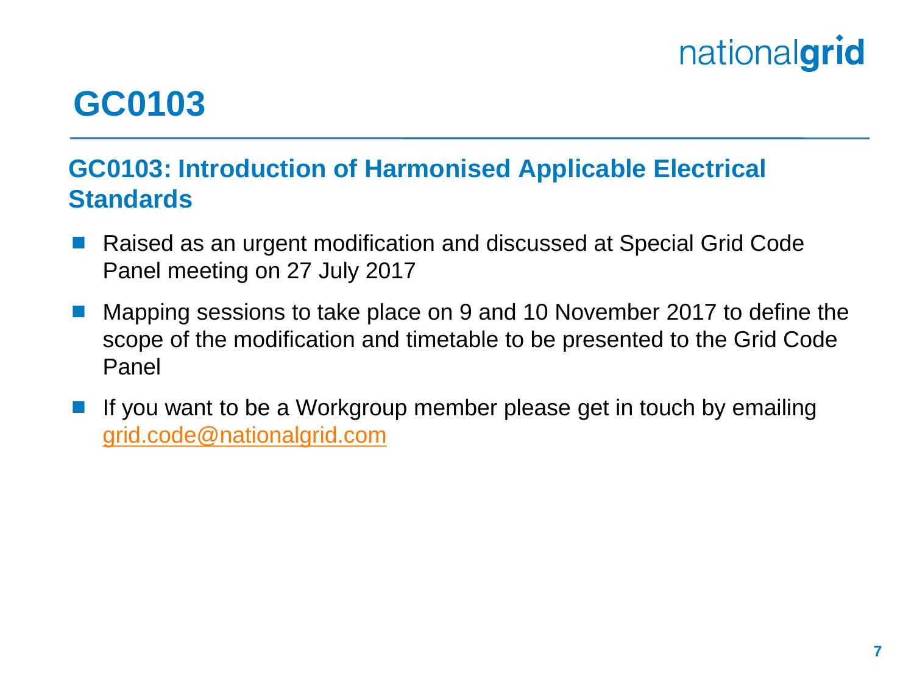# GC0103

## GC0103: Introduction of Harmonised Applicable Electrical Standards

- Raised as an urgent modification and discussed at Special Grid Code Panel meeting on 27 July 2017
- Mapping sessions to take place on 9 and 10 November 2017 to define the scope of the modification and timetable to be presented to the Grid Code Panel
- If you want to be a Workgroup member please get in touch by emailing grid.code@nationalgrid.com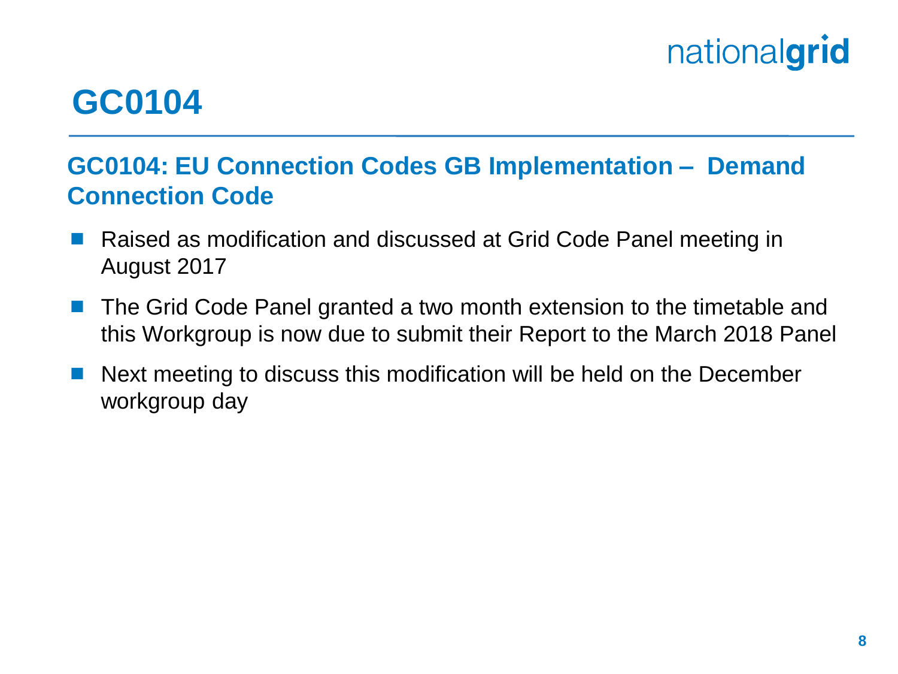# GC0104

## GC0104: EU Connection Codes GB Implementation – Demand Connection Code

- Raised as modification and discussed at Grid Code Panel meeting in August 2017
- The Grid Code Panel granted a two month extension to the timetable and this Workgroup is now due to submit their Report to the March 2018 Panel
- Next meeting to discuss this modification will be held on the December workgroup day